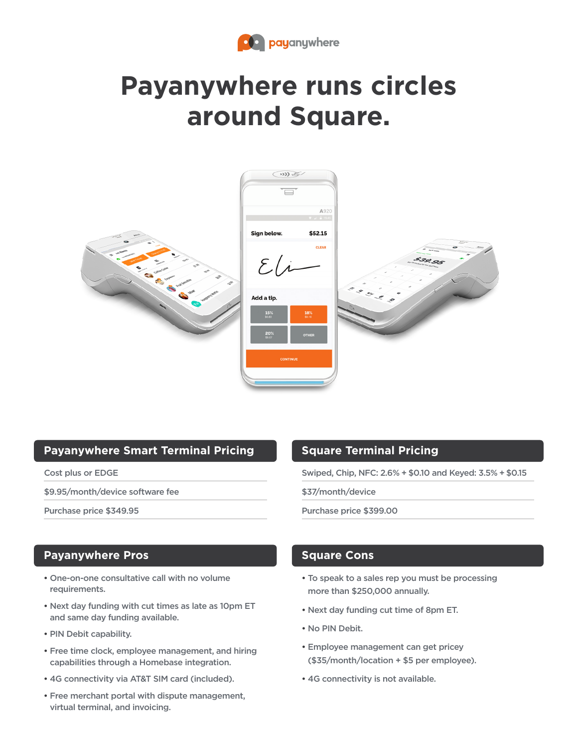payanywhere

# Payanywhere runs circles around Square.

## Payanywhere Smart Terminal Pricing

Cost plus or EDGE

$9.95/month/device software fee

Purchase price $349.95

## Square Terminal Pricing

Swiped, Chip, NFC: 2.6% + $0.10 and Keyed: 3.5% + $0.15

$37/month/device

Purchase price $399.00

## Payanywhere Pros

- One-on-one consultative call with no volume requirements.
- Next day funding with cut times as late as 10pm ET and same day funding available.
- PIN Debit capability.
- Free time clock, employee management, and hiring capabilities through a Homebase integration.
- 4G connectivity via AT&T SIM card (included).
- Free merchant portal with dispute management, virtual terminal, and invoicing.

## Square Cons

- To speak to a sales rep you must be processing more than $250,000 annually.
- Next day funding cut time of 8pm ET.
- No PIN Debit.
- Employee management can get pricey ($35/month/location + $5 per employee).
- 4G connectivity is not available.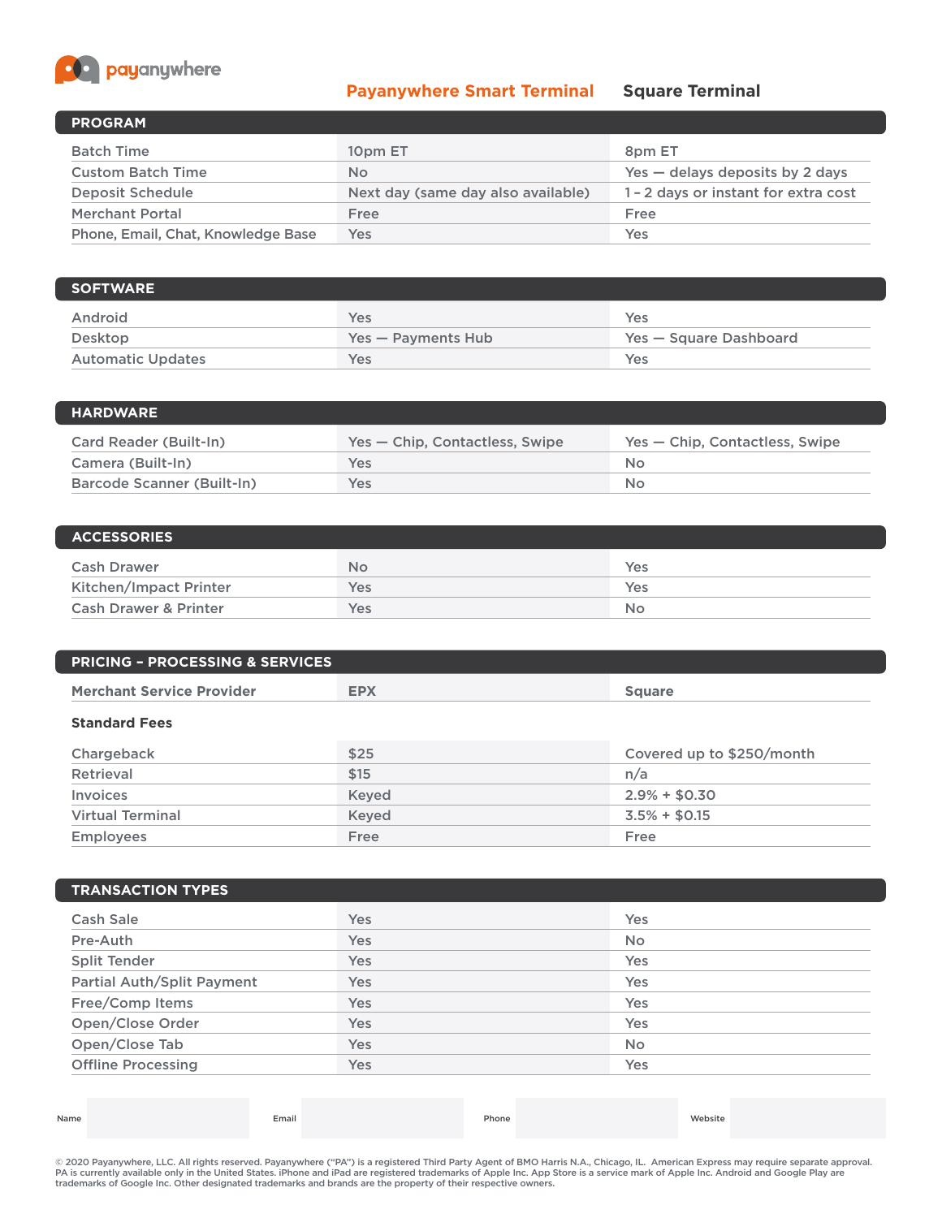payanywhere

| | Payanywhere Smart Terminal | Square Terminal |
| --- | --- | --- |
| **PROGRAM** | | |
| Batch Time | 10pm ET | 8pm ET |
| Custom Batch Time | No | Yes — delays deposits by 2 days |
| Deposit Schedule | Next day (same day also available) | 1 – 2 days or instant for extra cost |
| Merchant Portal | Free | Free |
| Phone, Email, Chat, Knowledge Base | Yes | Yes |
| **SOFTWARE** | | |
| Android | Yes | Yes |
| Desktop | Yes — Payments Hub | Yes — Square Dashboard |
| Automatic Updates | Yes | Yes |
| **HARDWARE** | | |
| Card Reader (Built-In) | Yes — Chip, Contactless, Swipe | Yes — Chip, Contactless, Swipe |
| Camera (Built-In) | Yes | No |
| Barcode Scanner (Built-In) | Yes | No |
| **ACCESSORIES** | | |
| Cash Drawer | No | Yes |
| Kitchen/Impact Printer | Yes | Yes |
| Cash Drawer & Printer | Yes | No |
| **PRICING – PROCESSING & SERVICES** | | |
| **Merchant Service Provider** | **EPX** | **Square** |
| **Standard Fees** | | |
| Chargeback | $25 | Covered up to $250/month |
| Retrieval | $15 | n/a |
| Invoices | Keyed | 2.9% + $0.30 |
| Virtual Terminal | Keyed | 3.5% + $0.15 |
| Employees | Free | Free |
| **TRANSACTION TYPES** | | |
| Cash Sale | Yes | Yes |
| Pre-Auth | Yes | No |
| Split Tender | Yes | Yes |
| Partial Auth/Split Payment | Yes | Yes |
| Free/Comp Items | Yes | Yes |
| Open/Close Order | Yes | Yes |
| Open/Close Tab | Yes | No |
| Offline Processing | Yes | Yes |

| Name | | Email | | Phone | | Website | |
| --- | --- | --- | --- | --- | --- | --- | --- |

© 2020 Payanywhere, LLC. All rights reserved. Payanywhere ("PA") is a registered Third Party Agent of BMO Harris N.A., Chicago, IL. American Express may require separate approval. PA is currently available only in the United States. iPhone and iPad are registered trademarks of Apple Inc. App Store is a service mark of Apple Inc. Android and Google Play are trademarks of Google Inc. Other designated trademarks and brands are the property of their respective owners.